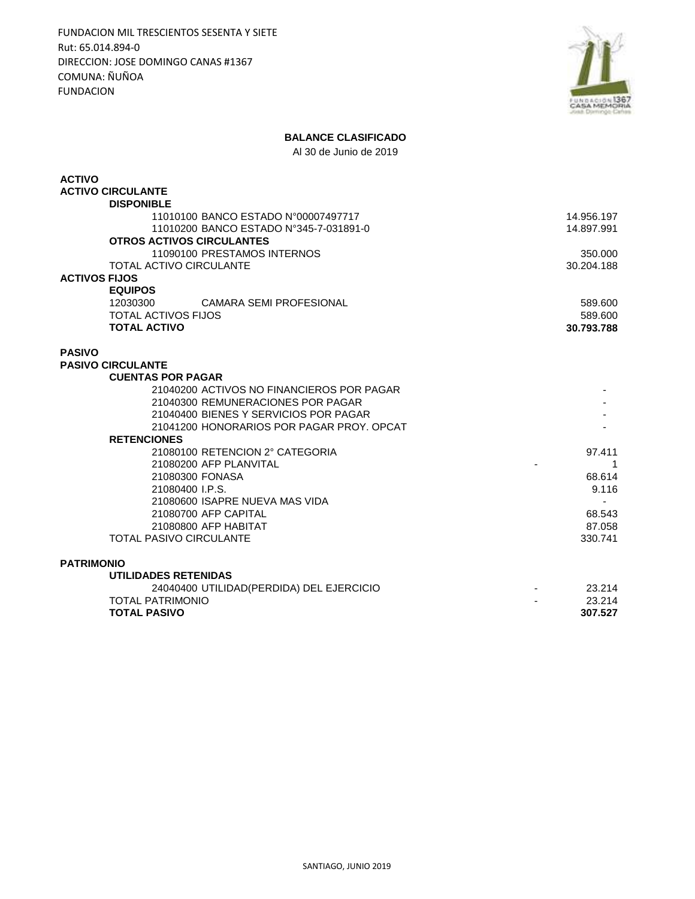FUNDACION MIL TRESCIENTOS SESENTA Y SIETE
Rut: 65.014.894-0
DIRECCION: JOSE DOMINGO CANAS #1367
COMUNA: ÑUÑOA
FUNDACION

FUNDACION 1367 CASA MEMORIA José Domingo Cañas

## BALANCE CLASIFICADO

Al 30 de Junio de 2019

| Cuenta | | Monto |
|---|---|---|
| **ACTIVO** | | |
| **ACTIVO CIRCULANTE** | | |
| **DISPONIBLE** | | |
| 11010100 BANCO ESTADO N°00007497717 | | 14.956.197 |
| 11010200 BANCO ESTADO N°345-7-031891-0 | | 14.897.991 |
| **OTROS ACTIVOS CIRCULANTES** | | |
| 11090100 PRESTAMOS INTERNOS | | 350.000 |
| TOTAL ACTIVO CIRCULANTE | | 30.204.188 |
| **ACTIVOS FIJOS** | | |
| **EQUIPOS** | | |
| 12030300 CAMARA SEMI PROFESIONAL | | 589.600 |
| TOTAL ACTIVOS FIJOS | | 589.600 |
| **TOTAL ACTIVO** | | **30.793.788** |
| | | |
| **PASIVO** | | |
| **PASIVO CIRCULANTE** | | |
| **CUENTAS POR PAGAR** | | |
| 21040200 ACTIVOS NO FINANCIEROS POR PAGAR | | - |
| 21040300 REMUNERACIONES POR PAGAR | | - |
| 21040400 BIENES Y SERVICIOS POR PAGAR | | - |
| 21041200 HONORARIOS POR PAGAR PROY. OPCAT | | - |
| **RETENCIONES** | | |
| 21080100 RETENCION 2° CATEGORIA | | 97.411 |
| 21080200 AFP PLANVITAL | - | 1 |
| 21080300 FONASA | | 68.614 |
| 21080400 I.P.S. | | 9.116 |
| 21080600 ISAPRE NUEVA MAS VIDA | | - |
| 21080700 AFP CAPITAL | | 68.543 |
| 21080800 AFP HABITAT | | 87.058 |
| TOTAL PASIVO CIRCULANTE | | 330.741 |
| | | |
| **PATRIMONIO** | | |
| **UTILIDADES RETENIDAS** | | |
| 24040400 UTILIDAD(PERDIDA) DEL EJERCICIO | - | 23.214 |
| TOTAL PATRIMONIO | - | 23.214 |
| **TOTAL PASIVO** | | **307.527** |

SANTIAGO, JUNIO 2019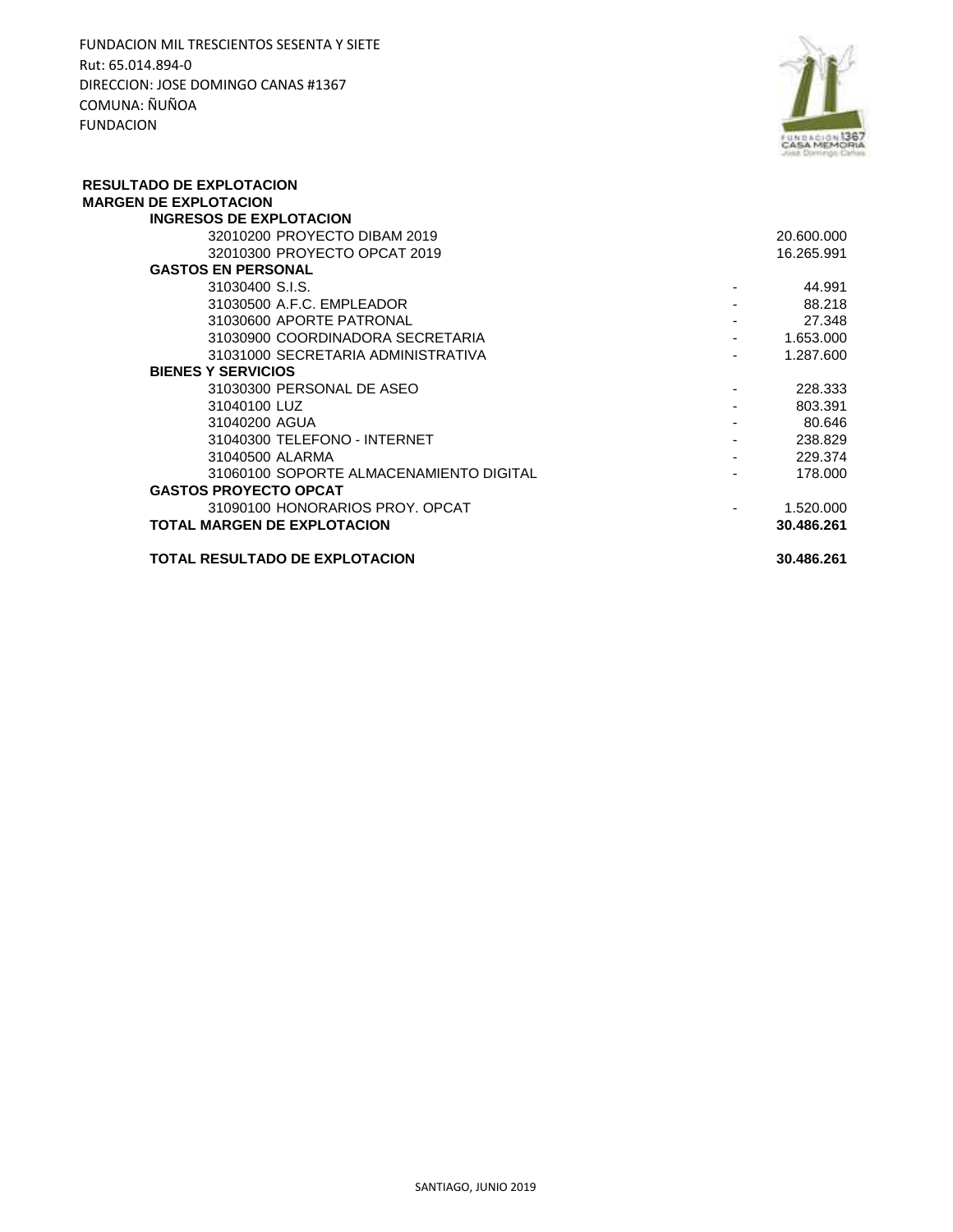FUNDACION MIL TRESCIENTOS SESENTA Y SIETE
Rut: 65.014.894-0
DIRECCION: JOSE DOMINGO CANAS #1367
COMUNA: ÑUÑOA
FUNDACION

FUNDACION 1367 CASA MEMORIA José Domingo Cañas

**RESULTADO DE EXPLOTACION**
**MARGEN DE EXPLOTACION**

| | | |
|---|---|---|
| **INGRESOS DE EXPLOTACION** | | |
| 32010200 PROYECTO DIBAM 2019 | | 20.600.000 |
| 32010300 PROYECTO OPCAT 2019 | | 16.265.991 |
| **GASTOS EN PERSONAL** | | |
| 31030400 S.I.S. | - | 44.991 |
| 31030500 A.F.C. EMPLEADOR | - | 88.218 |
| 31030600 APORTE PATRONAL | - | 27.348 |
| 31030900 COORDINADORA SECRETARIA | - | 1.653.000 |
| 31031000 SECRETARIA ADMINISTRATIVA | - | 1.287.600 |
| **BIENES Y SERVICIOS** | | |
| 31030300 PERSONAL DE ASEO | - | 228.333 |
| 31040100 LUZ | - | 803.391 |
| 31040200 AGUA | - | 80.646 |
| 31040300 TELEFONO - INTERNET | - | 238.829 |
| 31040500 ALARMA | - | 229.374 |
| 31060100 SOPORTE ALMACENAMIENTO DIGITAL | - | 178.000 |
| **GASTOS PROYECTO OPCAT** | | |
| 31090100 HONORARIOS PROY. OPCAT | - | 1.520.000 |
| **TOTAL MARGEN DE EXPLOTACION** | | **30.486.261** |
| **TOTAL RESULTADO DE EXPLOTACION** | | **30.486.261** |

SANTIAGO, JUNIO 2019